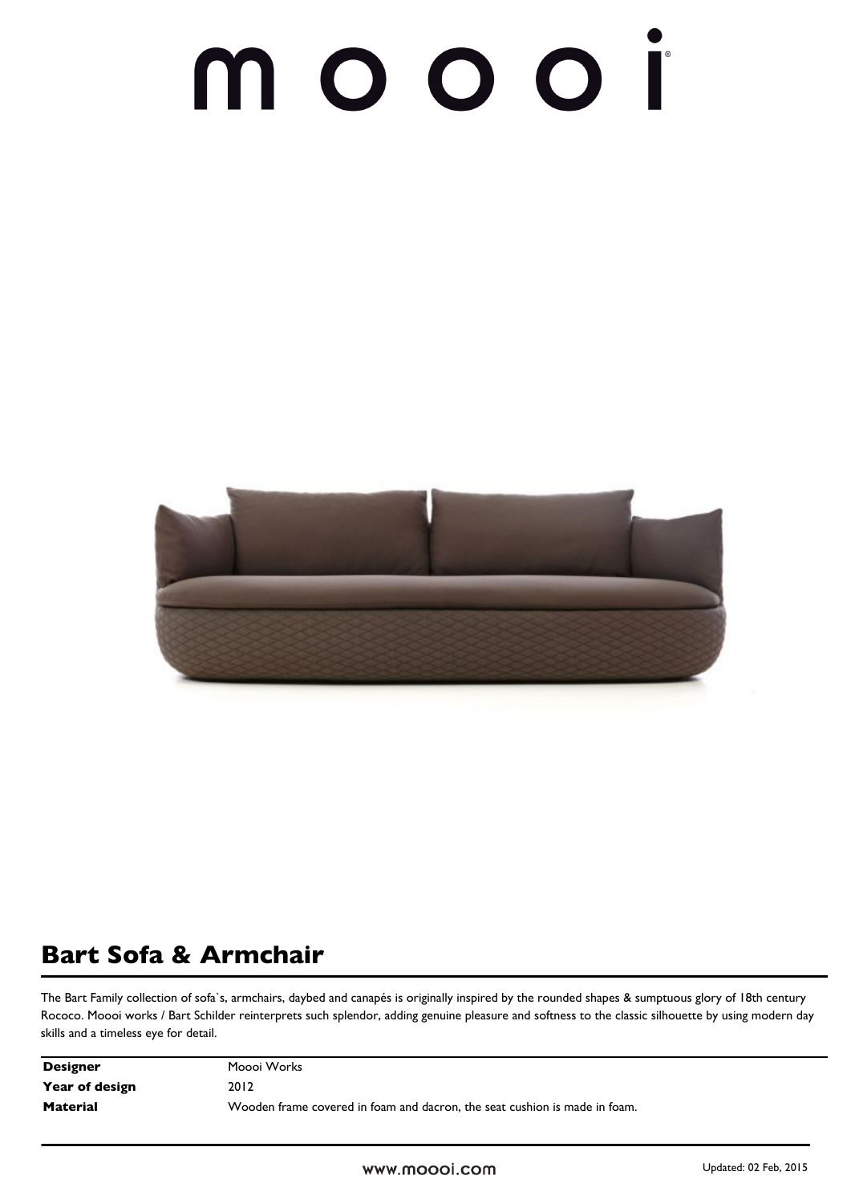moooi

# Bart Sofa & Armchair

The Bart Family collection of sofa`s, armchairs, daybed and canapés is originally inspired by the rounded shapes & sumptuous glory of 18th century Rococo. Moooi works / Bart Schilder reinterprets such splendor, adding genuine pleasure and softness to the classic silhouette by using modern day skills and a timeless eye for detail.

| | |
|---|---|
| **Designer** | Moooi Works |
| **Year of design** | 2012 |
| **Material** | Wooden frame covered in foam and dacron, the seat cushion is made in foam. |

www.moooi.com

Updated: 02 Feb, 2015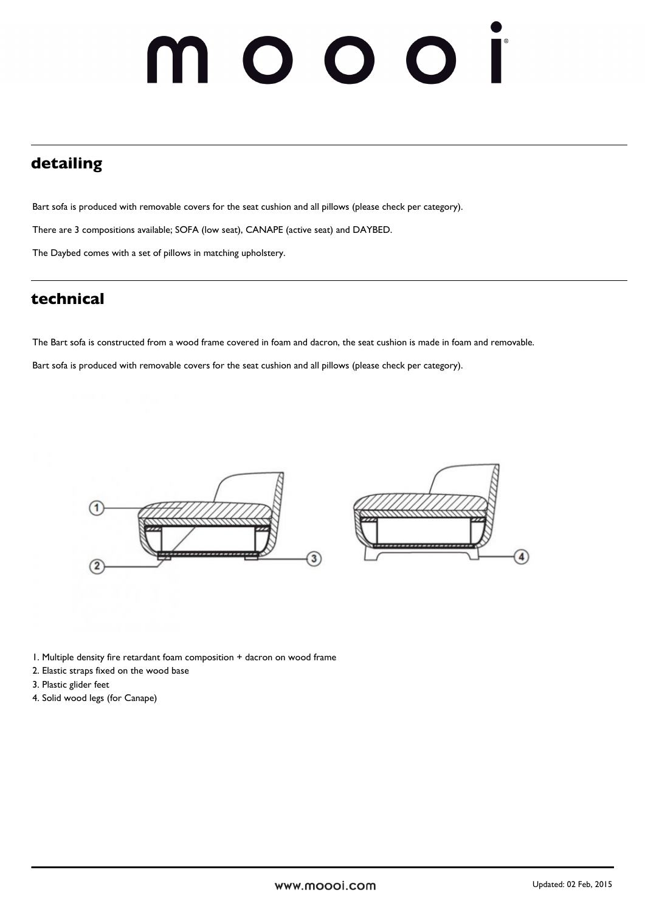## detailing

Bart sofa is produced with removable covers for the seat cushion and all pillows (please check per category).

There are 3 compositions available; SOFA (low seat), CANAPE (active seat) and DAYBED.

The Daybed comes with a set of pillows in matching upholstery.

## technical

The Bart sofa is constructed from a wood frame covered in foam and dacron, the seat cushion is made in foam and removable.

Bart sofa is produced with removable covers for the seat cushion and all pillows (please check per category).

1. Multiple density fire retardant foam composition + dacron on wood frame
2. Elastic straps fixed on the wood base
3. Plastic glider feet
4. Solid wood legs (for Canape)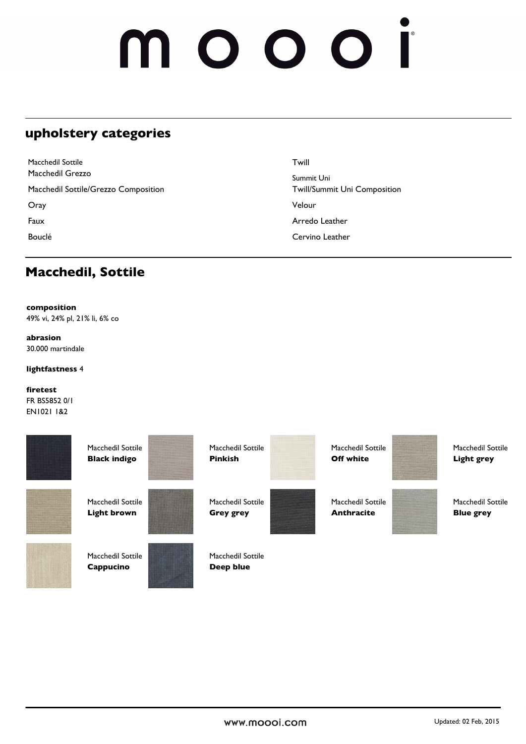## upholstery categories

- Macchedil Sottile
- Macchedil Grezzo
- Macchedil Sottile/Grezzo Composition
- Oray
- Faux
- Bouclé
- Twill
- Summit Uni
- Twill/Summit Uni Composition
- Velour
- Arredo Leather
- Cervino Leather

## Macchedil, Sottile

**composition**
49% vi, 24% pl, 21% li, 6% co

**abrasion**
30.000 martindale

**lightfastness** 4

**firetest**
FR BS5852 0/1
EN1021 1&2

Macchedil Sottile **Black indigo**

Macchedil Sottile **Pinkish**

Macchedil Sottile **Off white**

Macchedil Sottile **Light grey**

Macchedil Sottile **Light brown**

Macchedil Sottile **Grey grey**

Macchedil Sottile **Anthracite**

Macchedil Sottile **Blue grey**

Macchedil Sottile **Cappucino**

Macchedil Sottile **Deep blue**

www.moooi.com

Updated: 02 Feb, 2015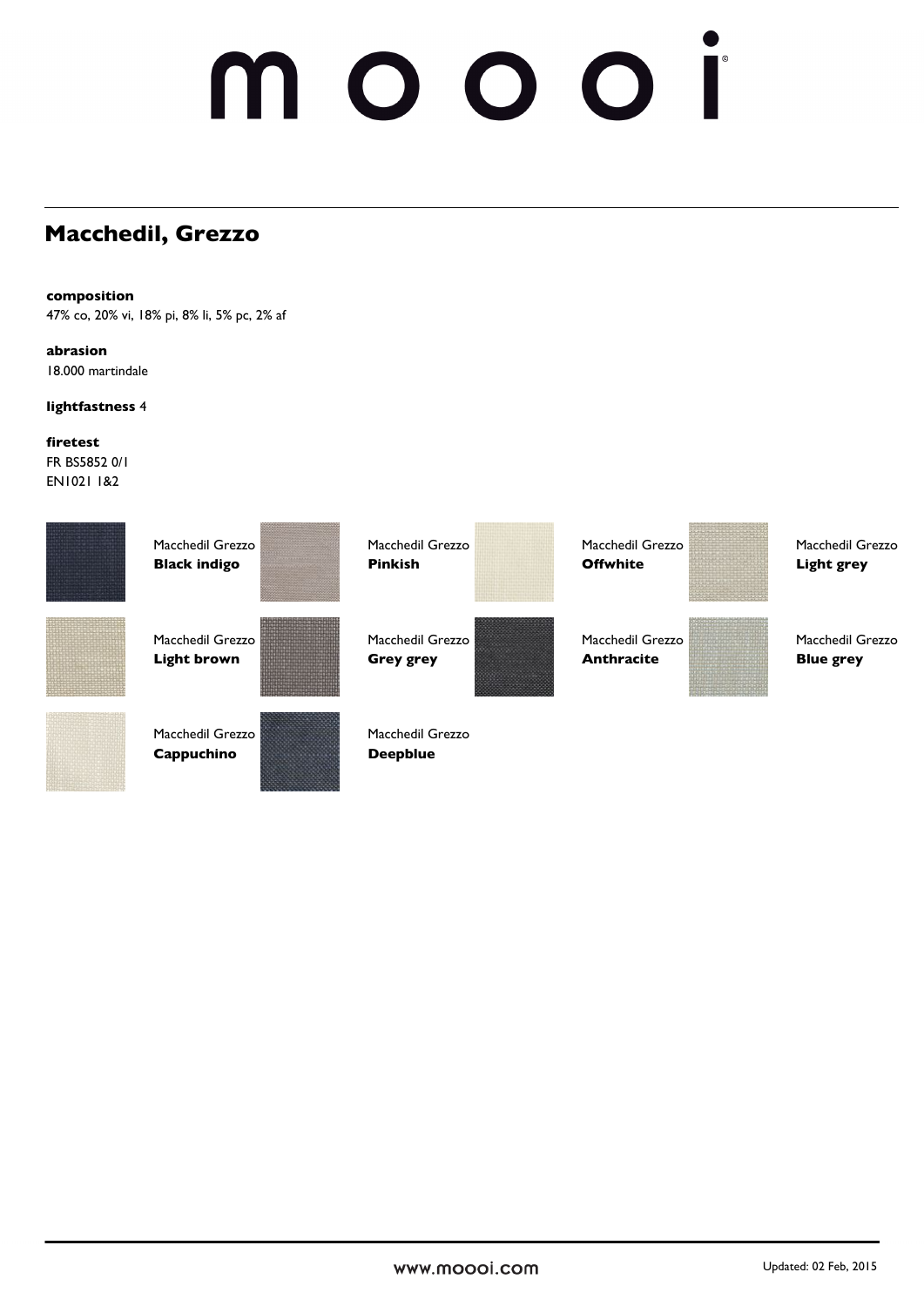# mooi

## Macchedil, Grezzo

**composition**
47% co, 20% vi, 18% pi, 8% li, 5% pc, 2% af

**abrasion**
18.000 martindale

**lightfastness** 4

**firetest**
FR BS5852 0/1
EN1021 1&2

Macchedil Grezzo
**Black indigo**

Macchedil Grezzo
**Pinkish**

Macchedil Grezzo
**Offwhite**

Macchedil Grezzo
**Light grey**

Macchedil Grezzo
**Light brown**

Macchedil Grezzo
**Grey grey**

Macchedil Grezzo
**Anthracite**

Macchedil Grezzo
**Blue grey**

Macchedil Grezzo
**Cappuchino**

Macchedil Grezzo
**Deepblue**

www.moooi.com

Updated: 02 Feb, 2015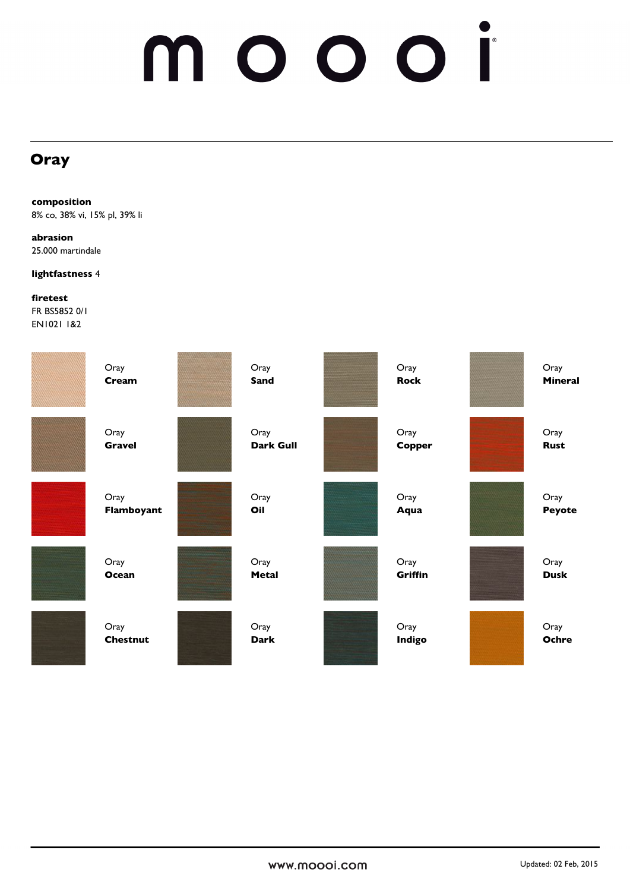# moooi

## Oray

**composition**
8% co, 38% vi, 15% pl, 39% li

**abrasion**
25.000 martindale

**lightfastness** 4

**firetest**
FR BS5852 0/1
EN1021 1&2

Oray **Cream**

Oray **Sand**

Oray **Rock**

Oray **Mineral**

Oray **Gravel**

Oray **Dark Gull**

Oray **Copper**

Oray **Rust**

Oray **Flamboyant**

Oray **Oil**

Oray **Aqua**

Oray **Peyote**

Oray **Ocean**

Oray **Metal**

Oray **Griffin**

Oray **Dusk**

Oray **Chestnut**

Oray **Dark**

Oray **Indigo**

Oray **Ochre**

www.moooi.com

Updated: 02 Feb, 2015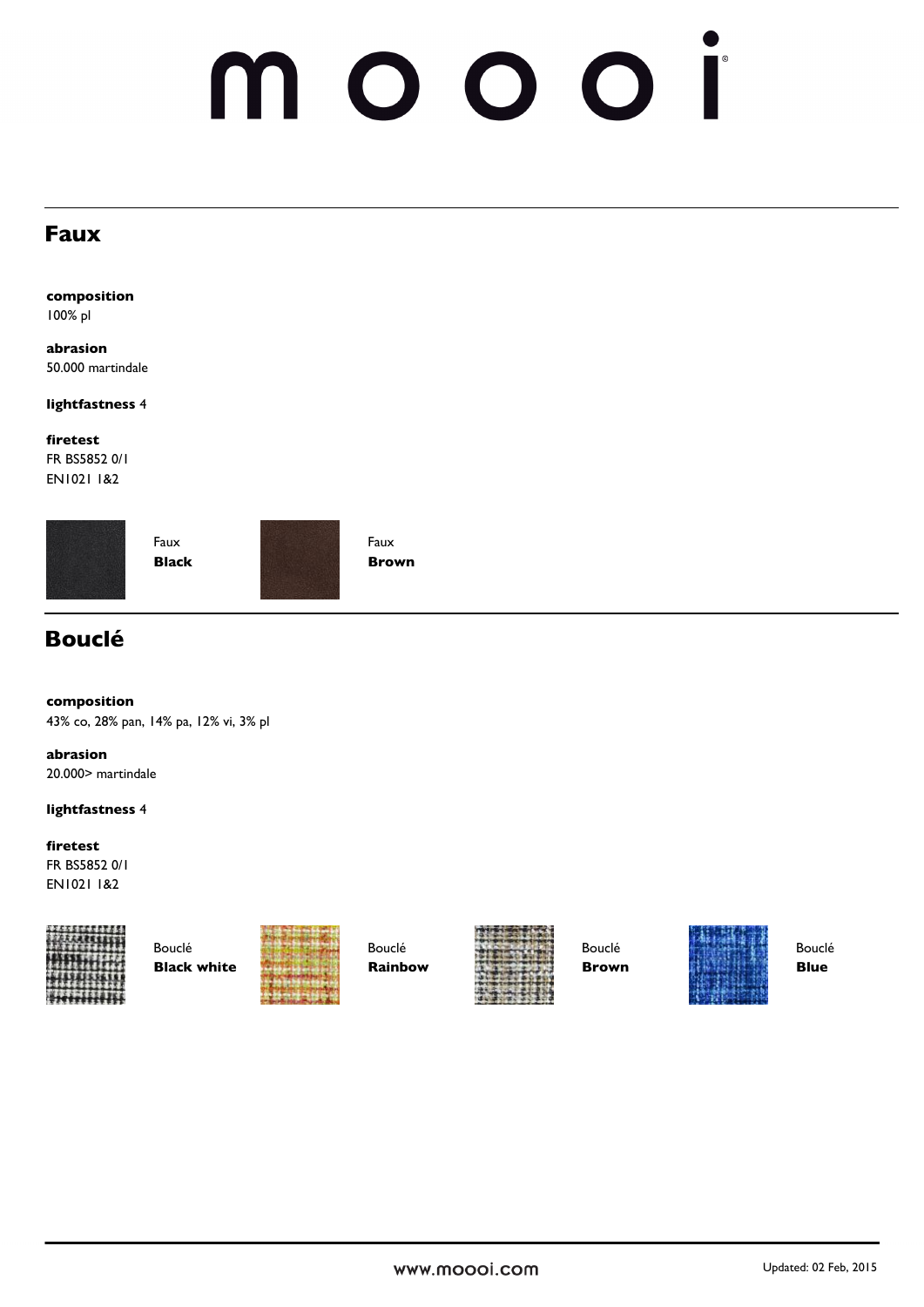## Faux

**composition**
100% pl

**abrasion**
50.000 martindale

**lightfastness** 4

**firetest**
FR BS5852 0/1
EN1021 1&2

Faux
**Black**

Faux
**Brown**

## Bouclé

**composition**
43% co, 28% pan, 14% pa, 12% vi, 3% pl

**abrasion**
20.000> martindale

**lightfastness** 4

**firetest**
FR BS5852 0/1
EN1021 1&2

Bouclé
**Black white**

Bouclé
**Rainbow**

Bouclé
**Brown**

Bouclé
**Blue**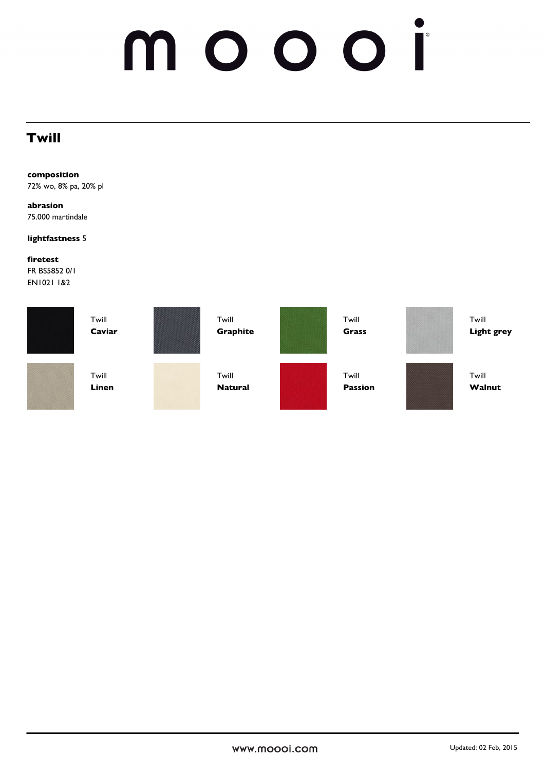# moooi

## Twill

**composition**
72% wo, 8% pa, 20% pl

**abrasion**
75.000 martindale

**lightfastness** 5

**firetest**
FR BS5852 0/1
EN1021 1&2

Twill **Caviar**

Twill **Graphite**

Twill **Grass**

Twill **Light grey**

Twill **Linen**

Twill **Natural**

Twill **Passion**

Twill **Walnut**

www.moooi.com

Updated: 02 Feb, 2015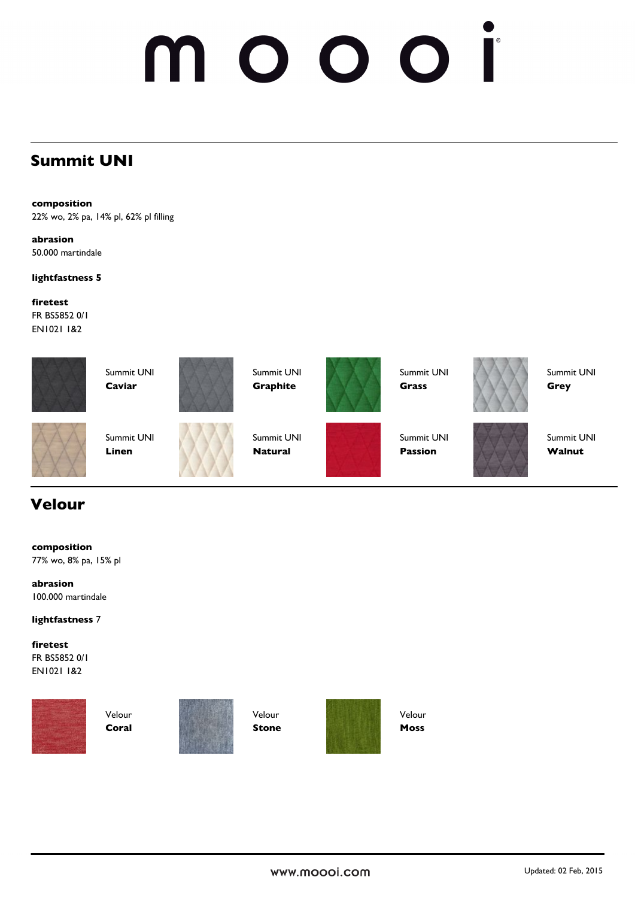# moooi

## Summit UNI

**composition**
22% wo, 2% pa, 14% pl, 62% pl filling

**abrasion**
50.000 martindale

**lightfastness 5**

**firetest**
FR BS5852 0/1
EN1021 1&2

Summit UNI **Caviar**

Summit UNI **Graphite**

Summit UNI **Grass**

Summit UNI **Grey**

Summit UNI **Linen**

Summit UNI **Natural**

Summit UNI **Passion**

Summit UNI **Walnut**

## Velour

**composition**
77% wo, 8% pa, 15% pl

**abrasion**
100.000 martindale

**lightfastness** 7

**firetest**
FR BS5852 0/1
EN1021 1&2

Velour **Coral**

Velour **Stone**

Velour **Moss**

www.moooi.com

Updated: 02 Feb, 2015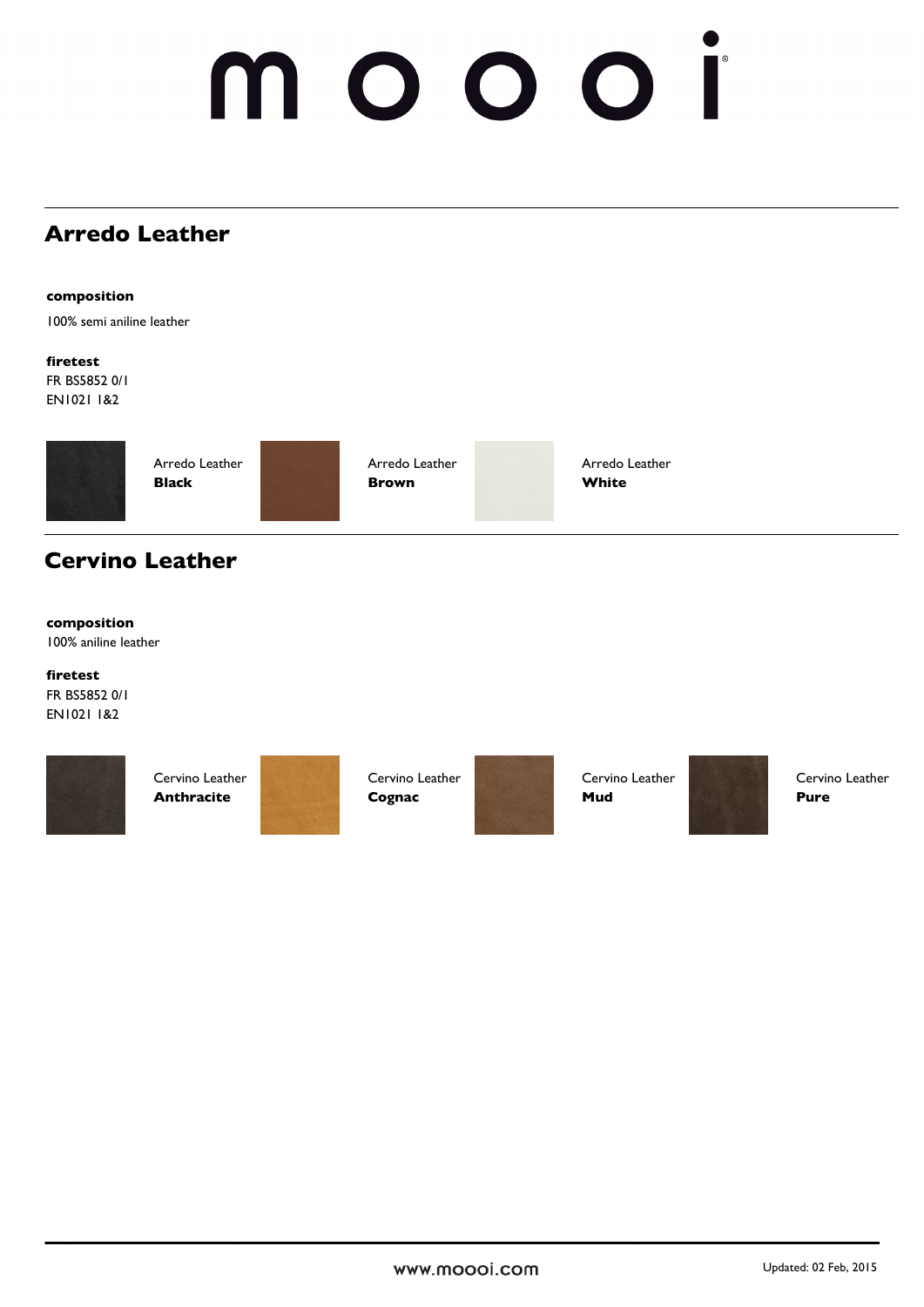## Arredo Leather

**composition**

100% semi aniline leather

**firetest**

FR BS5852 0/1
EN1021 1&2

Arredo Leather **Black**

Arredo Leather **Brown**

Arredo Leather **White**

## Cervino Leather

**composition**

100% aniline leather

**firetest**

FR BS5852 0/1
EN1021 1&2

Cervino Leather **Anthracite**

Cervino Leather **Cognac**

Cervino Leather **Mud**

Cervino Leather **Pure**

www.moooi.com

Updated: 02 Feb, 2015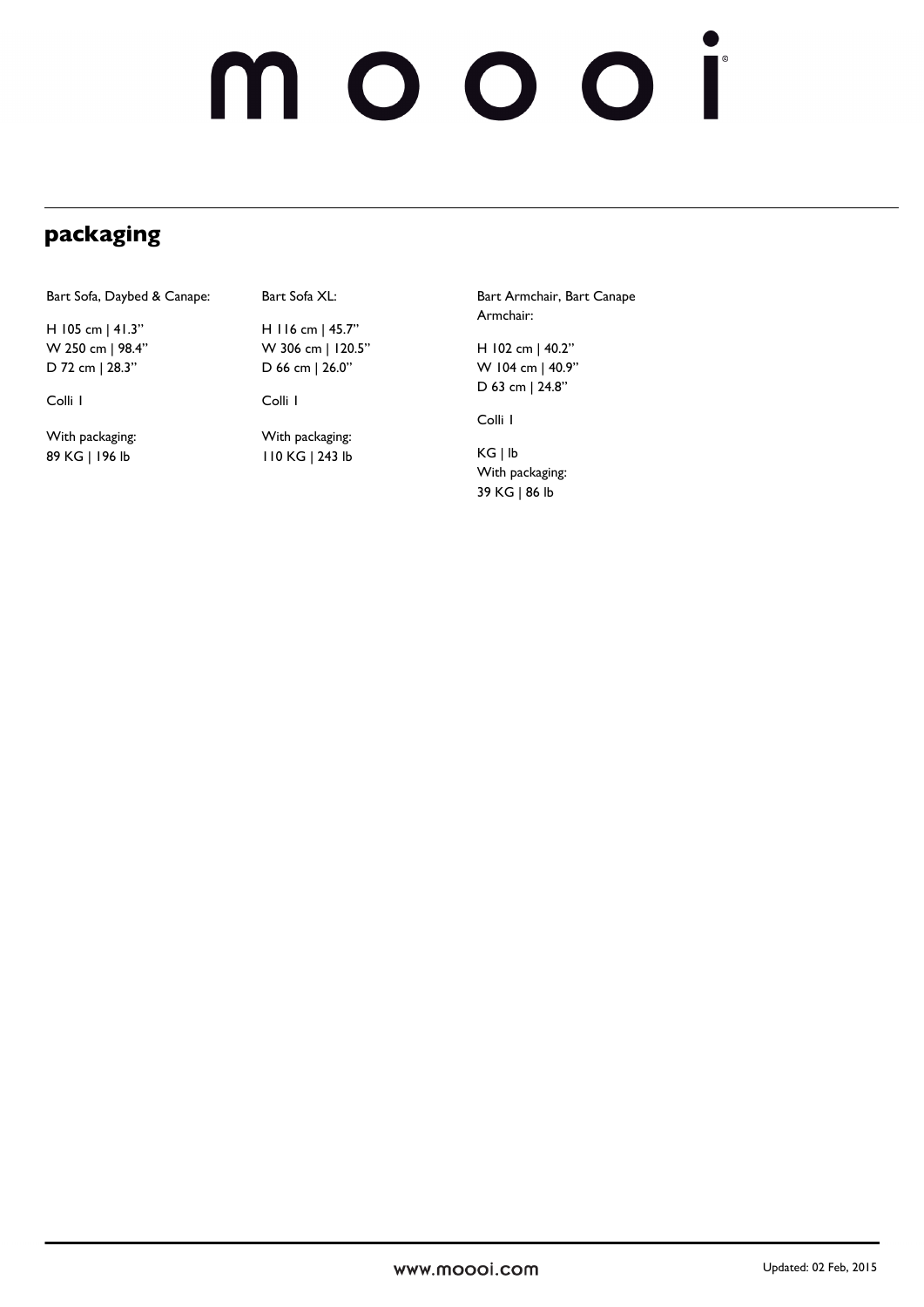## packaging

Bart Sofa, Daybed & Canape:

H 105 cm | 41.3"
W 250 cm | 98.4"
D 72 cm | 28.3"

Colli 1

With packaging:
89 KG | 196 lb

Bart Sofa XL:

H 116 cm | 45.7"
W 306 cm | 120.5"
D 66 cm | 26.0"

Colli 1

With packaging:
110 KG | 243 lb

Bart Armchair, Bart Canape Armchair:

H 102 cm | 40.2"
W 104 cm | 40.9"
D 63 cm | 24.8"

Colli 1

KG | lb
With packaging:
39 KG | 86 lb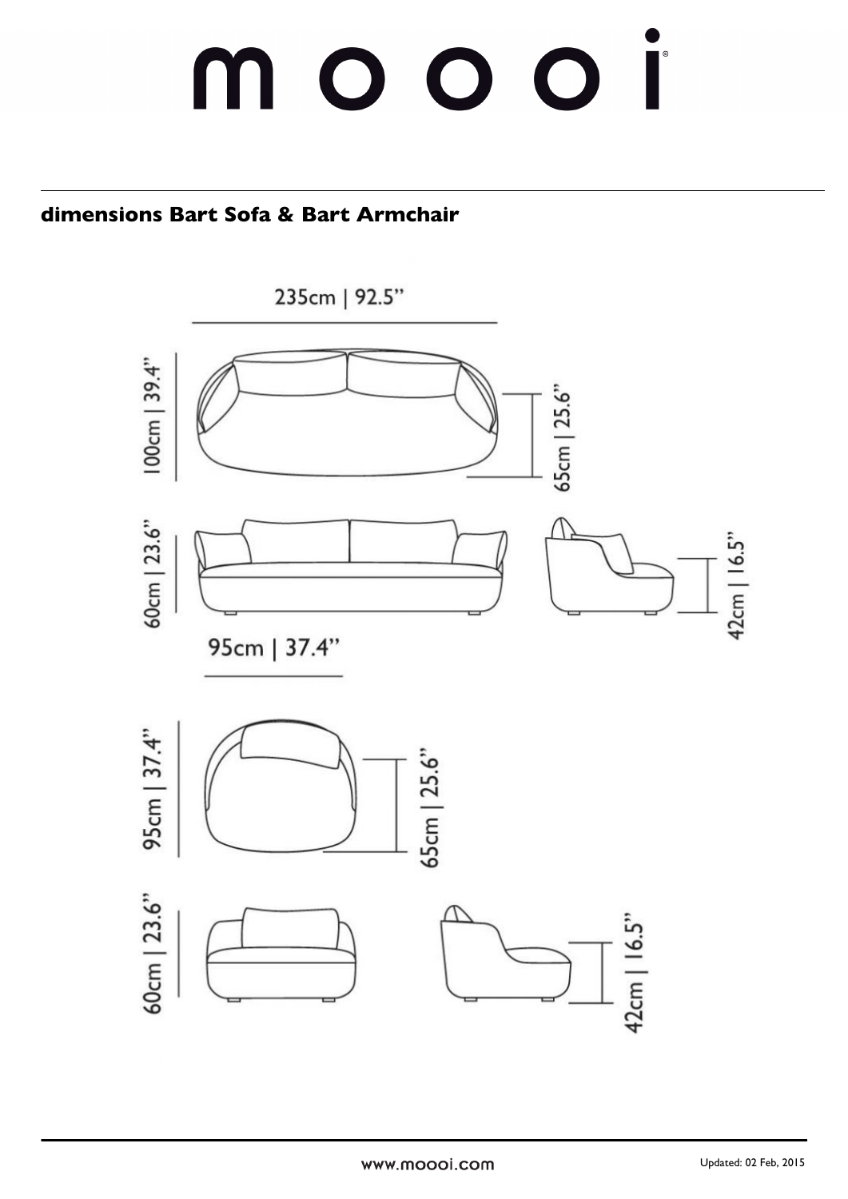# moooi

## dimensions Bart Sofa & Bart Armchair

235cm | 92.5"

100cm | 39.4"

65cm | 25.6"

60cm | 23.6"

42cm | 16.5"

95cm | 37.4"

95cm | 37.4"

65cm | 25.6"

60cm | 23.6"

42cm | 16.5"

www.moooi.com

Updated: 02 Feb, 2015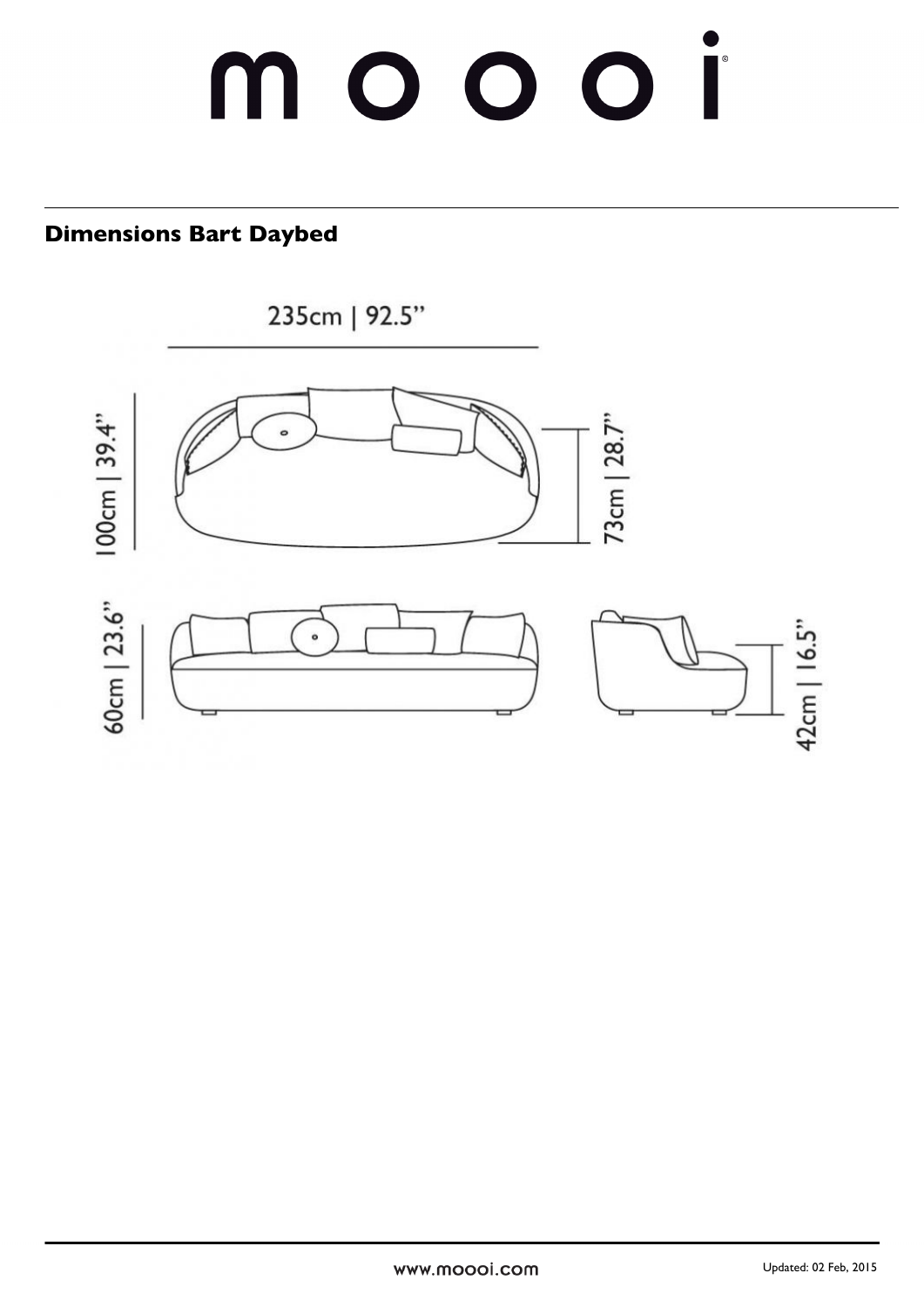moooi

## Dimensions Bart Daybed

235cm | 92.5"

100cm | 39.4"

73cm | 28.7"

60cm | 23.6"

42cm | 16.5"

www.moooi.com

Updated: 02 Feb, 2015